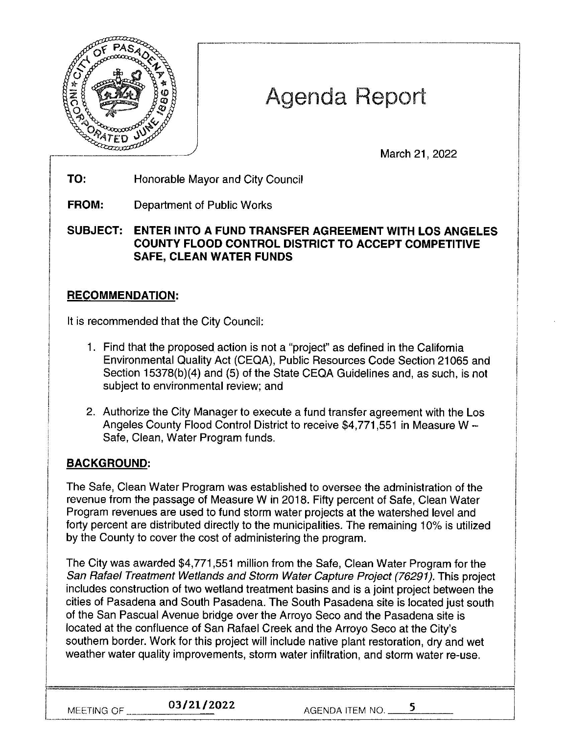# Agenda Report

March 21, 2022

**TO:** Honorable Mayor and City Council

**FROM:** Department of Public Works

**SUBJECT: ENTER INTO A FUND TRANSFER AGREEMENT WITH LOS ANGELES COUNTY FLOOD CONTROL DISTRICT TO ACCEPT COMPETITIVE SAFE, CLEAN WATER FUNDS**

## RECOMMENDATION:

It is recommended that the City Council:

1. Find that the proposed action is not a "project" as defined in the California Environmental Quality Act (CEQA), Public Resources Code Section 21065 and Section 15378(b)(4) and (5) of the State CEQA Guidelines and, as such, is not subject to environmental review; and

2. Authorize the City Manager to execute a fund transfer agreement with the Los Angeles County Flood Control District to receive $4,771,551 in Measure W – Safe, Clean, Water Program funds.

## BACKGROUND:

The Safe, Clean Water Program was established to oversee the administration of the revenue from the passage of Measure W in 2018. Fifty percent of Safe, Clean Water Program revenues are used to fund storm water projects at the watershed level and forty percent are distributed directly to the municipalities. The remaining 10% is utilized by the County to cover the cost of administering the program.

The City was awarded $4,771,551 million from the Safe, Clean Water Program for the *San Rafael Treatment Wetlands and Storm Water Capture Project (76291)*. This project includes construction of two wetland treatment basins and is a joint project between the cities of Pasadena and South Pasadena. The South Pasadena site is located just south of the San Pascual Avenue bridge over the Arroyo Seco and the Pasadena site is located at the confluence of San Rafael Creek and the Arroyo Seco at the City's southern border. Work for this project will include native plant restoration, dry and wet weather water quality improvements, storm water infiltration, and storm water re-use.

MEETING OF 03/21/2022 AGENDA ITEM NO. 5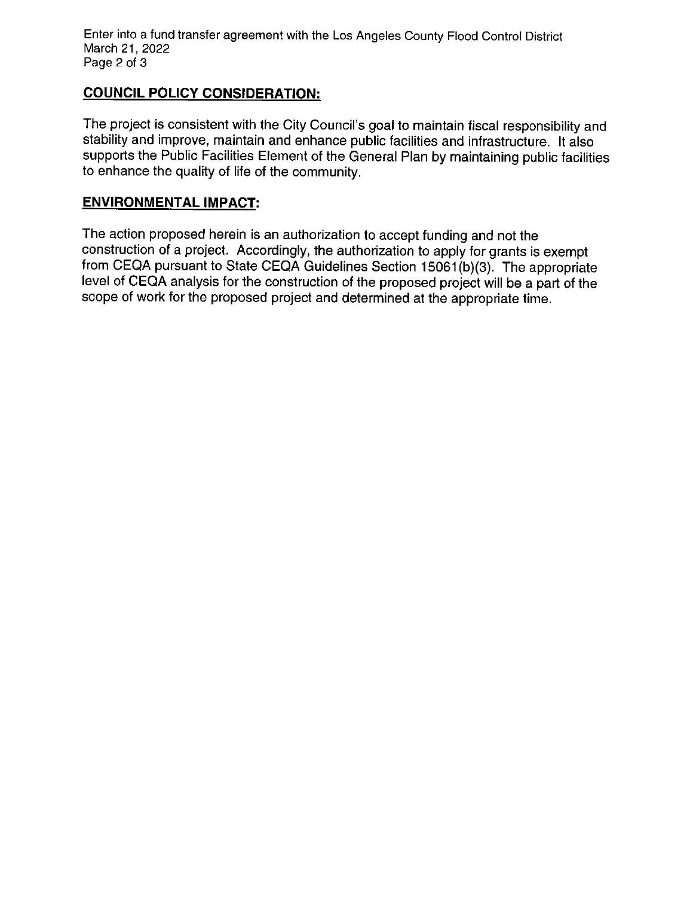## COUNCIL POLICY CONSIDERATION:

The project is consistent with the City Council's goal to maintain fiscal responsibility and stability and improve, maintain and enhance public facilities and infrastructure. It also supports the Public Facilities Element of the General Plan by maintaining public facilities to enhance the quality of life of the community.

## ENVIRONMENTAL IMPACT:

The action proposed herein is an authorization to accept funding and not the construction of a project. Accordingly, the authorization to apply for grants is exempt from CEQA pursuant to State CEQA Guidelines Section 15061(b)(3). The appropriate level of CEQA analysis for the construction of the proposed project will be a part of the scope of work for the proposed project and determined at the appropriate time.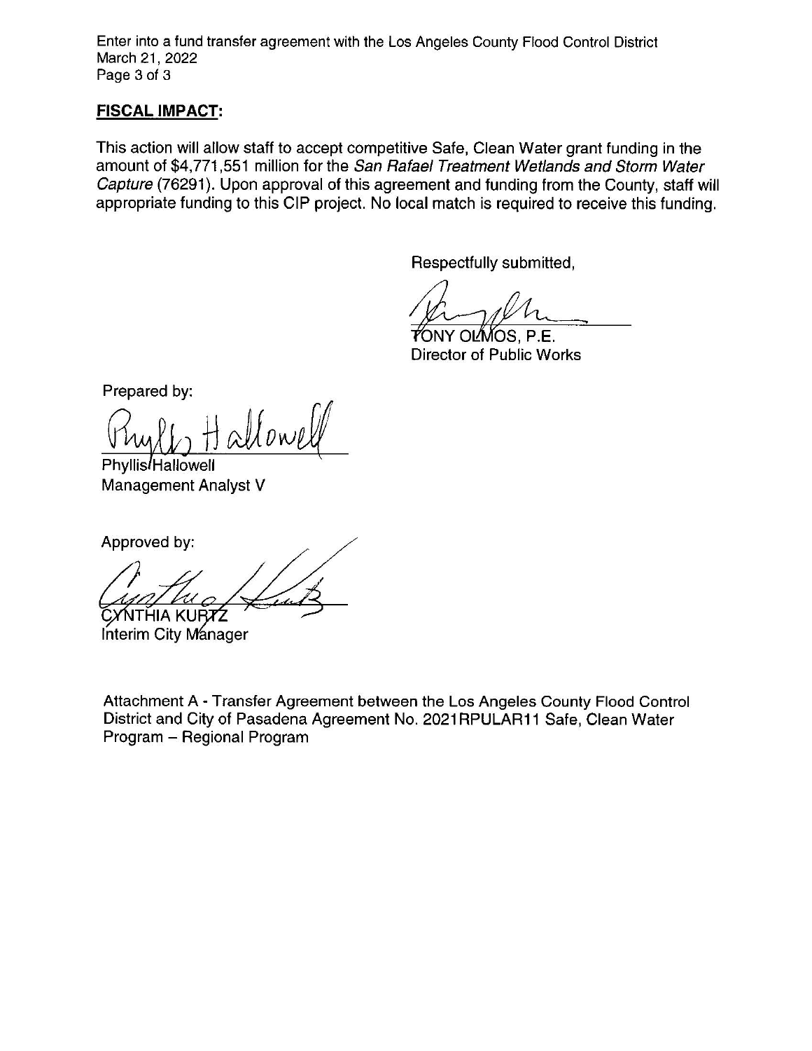## FISCAL IMPACT:

This action will allow staff to accept competitive Safe, Clean Water grant funding in the amount of $4,771,551 million for the *San Rafael Treatment Wetlands and Storm Water Capture* (76291). Upon approval of this agreement and funding from the County, staff will appropriate funding to this CIP project. No local match is required to receive this funding.

Respectfully submitted,

TONY OLMOS, P.E.
Director of Public Works

Prepared by:

Phyllis Hallowell
Management Analyst V

Approved by:

CYNTHIA KURTZ
Interim City Manager

Attachment A - Transfer Agreement between the Los Angeles County Flood Control District and City of Pasadena Agreement No. 2021RPULAR11 Safe, Clean Water Program – Regional Program